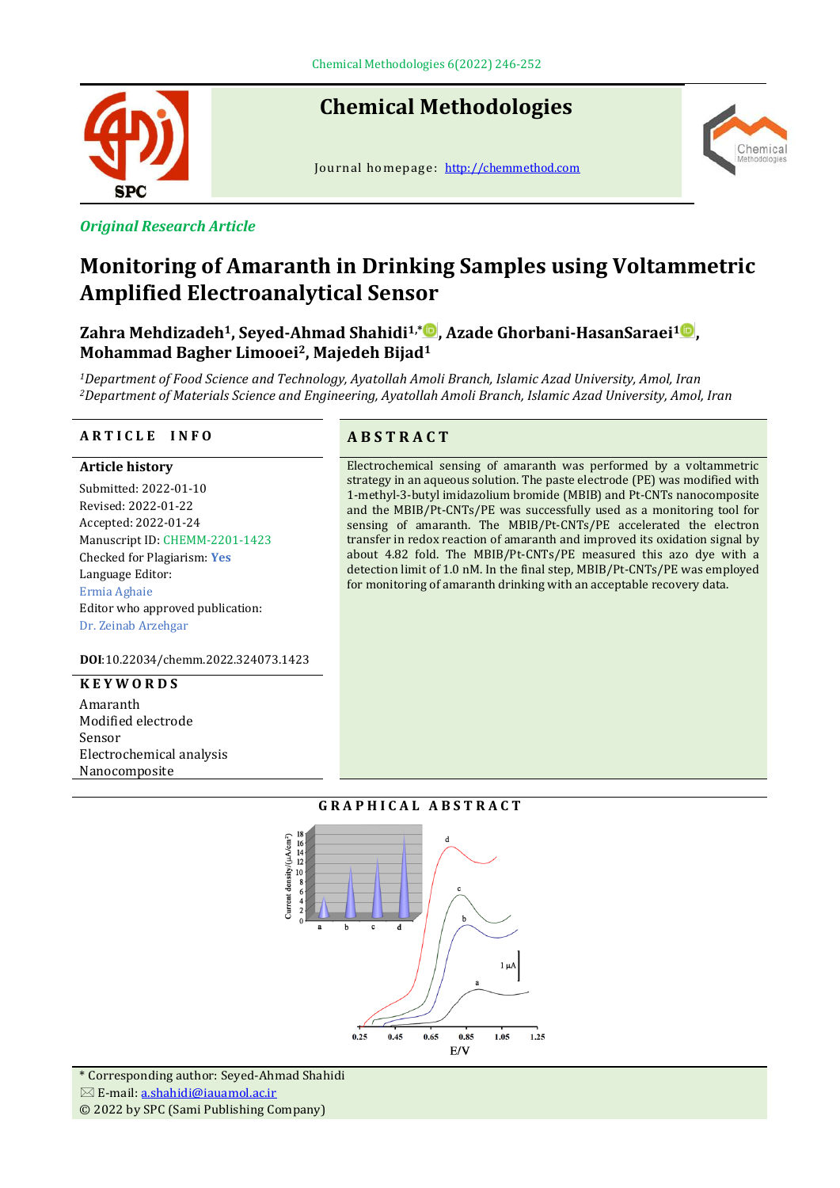*Original Research Article*

# Monitoring of Amaranth in Drinking Samples using Voltammetric Amplified Electroanalytical Sensor

**Zahra Mehdizadeh[1], Seyed-Ahmad Shahidi[1,*], Azade Ghorbani-HasanSaraei[1], Mohammad Bagher Limooei[2], Majedeh Bijad[1]**

[1]*Department of Food Science and Technology, Ayatollah Amoli Branch, Islamic Azad University, Amol, Iran*
[2]*Department of Materials Science and Engineering, Ayatollah Amoli Branch, Islamic Azad University, Amol, Iran*

## ARTICLE INFO

**Article history**

Submitted: 2022-01-10
Revised: 2022-01-22
Accepted: 2022-01-24
Manuscript ID: CHEMM-2201-1423
Checked for Plagiarism: **Yes**
Language Editor:
Ermia Aghaie
Editor who approved publication:
Dr. Zeinab Arzehgar

**DOI**:10.22034/chemm.2022.324073.1423

## KEYWORDS

Amaranth
Modified electrode
Sensor
Electrochemical analysis
Nanocomposite

## ABSTRACT

Electrochemical sensing of amaranth was performed by a voltammetric strategy in an aqueous solution. The paste electrode (PE) was modified with 1-methyl-3-butyl imidazolium bromide (MBIB) and Pt-CNTs nanocomposite and the MBIB/Pt-CNTs/PE was successfully used as a monitoring tool for sensing of amaranth. The MBIB/Pt-CNTs/PE accelerated the electron transfer in redox reaction of amaranth and improved its oxidation signal by about 4.82 fold. The MBIB/Pt-CNTs/PE measured this azo dye with a detection limit of 1.0 nM. In the final step, MBIB/Pt-CNTs/PE was employed for monitoring of amaranth drinking with an acceptable recovery data.

## GRAPHICAL ABSTRACT

\* Corresponding author: Seyed-Ahmad Shahidi
E-mail: a.shahidi@iauamol.ac.ir
© 2022 by SPC (Sami Publishing Company)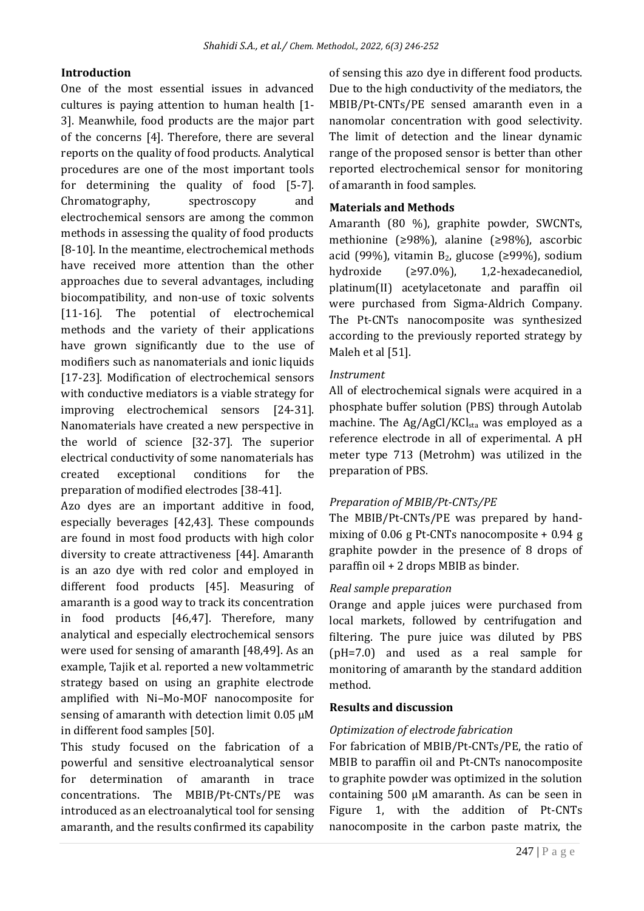## Introduction

One of the most essential issues in advanced cultures is paying attention to human health [1-3]. Meanwhile, food products are the major part of the concerns [4]. Therefore, there are several reports on the quality of food products. Analytical procedures are one of the most important tools for determining the quality of food [5-7]. Chromatography, spectroscopy and electrochemical sensors are among the common methods in assessing the quality of food products [8-10]. In the meantime, electrochemical methods have received more attention than the other approaches due to several advantages, including biocompatibility, and non-use of toxic solvents [11-16]. The potential of electrochemical methods and the variety of their applications have grown significantly due to the use of modifiers such as nanomaterials and ionic liquids [17-23]. Modification of electrochemical sensors with conductive mediators is a viable strategy for improving electrochemical sensors [24-31]. Nanomaterials have created a new perspective in the world of science [32-37]. The superior electrical conductivity of some nanomaterials has created exceptional conditions for the preparation of modified electrodes [38-41].

Azo dyes are an important additive in food, especially beverages [42,43]. These compounds are found in most food products with high color diversity to create attractiveness [44]. Amaranth is an azo dye with red color and employed in different food products [45]. Measuring of amaranth is a good way to track its concentration in food products [46,47]. Therefore, many analytical and especially electrochemical sensors were used for sensing of amaranth [48,49]. As an example, Tajik et al. reported a new voltammetric strategy based on using an graphite electrode amplified with Ni–Mo-MOF nanocomposite for sensing of amaranth with detection limit 0.05 μM in different food samples [50].

This study focused on the fabrication of a powerful and sensitive electroanalytical sensor for determination of amaranth in trace concentrations. The MBIB/Pt-CNTs/PE was introduced as an electroanalytical tool for sensing amaranth, and the results confirmed its capability of sensing this azo dye in different food products. Due to the high conductivity of the mediators, the MBIB/Pt-CNTs/PE sensed amaranth even in a nanomolar concentration with good selectivity. The limit of detection and the linear dynamic range of the proposed sensor is better than other reported electrochemical sensor for monitoring of amaranth in food samples.

## Materials and Methods

Amaranth (80 %), graphite powder, SWCNTs, methionine (≥98%), alanine (≥98%), ascorbic acid (99%), vitamin $B_2$, glucose (≥99%), sodium hydroxide (≥97.0%), 1,2-hexadecanediol, platinum(II) acetylacetonate and paraffin oil were purchased from Sigma-Aldrich Company. The Pt-CNTs nanocomposite was synthesized according to the previously reported strategy by Maleh et al [51].

### *Instrument*

All of electrochemical signals were acquired in a phosphate buffer solution (PBS) through Autolab machine. The Ag/AgCl/$KCl_{sta}$ was employed as a reference electrode in all of experimental. A pH meter type 713 (Metrohm) was utilized in the preparation of PBS.

### *Preparation of MBIB/Pt-CNTs/PE*

The MBIB/Pt-CNTs/PE was prepared by hand-mixing of 0.06 g Pt-CNTs nanocomposite + 0.94 g graphite powder in the presence of 8 drops of paraffin oil + 2 drops MBIB as binder.

### *Real sample preparation*

Orange and apple juices were purchased from local markets, followed by centrifugation and filtering. The pure juice was diluted by PBS (pH=7.0) and used as a real sample for monitoring of amaranth by the standard addition method.

## Results and discussion

### *Optimization of electrode fabrication*

For fabrication of MBIB/Pt-CNTs/PE, the ratio of MBIB to paraffin oil and Pt-CNTs nanocomposite to graphite powder was optimized in the solution containing 500 μM amaranth. As can be seen in Figure 1, with the addition of Pt-CNTs nanocomposite in the carbon paste matrix, the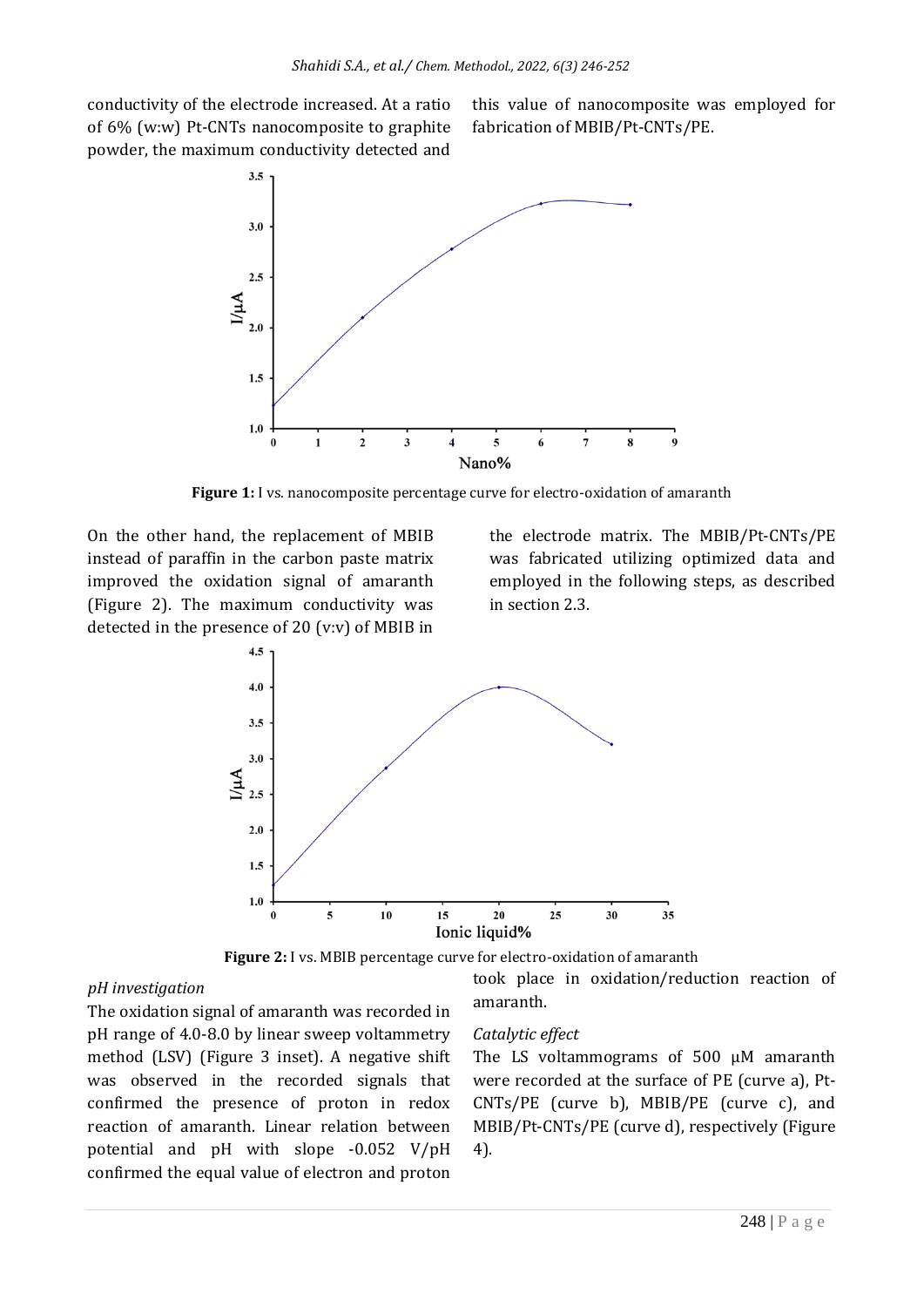conductivity of the electrode increased. At a ratio of 6% (w:w) Pt-CNTs nanocomposite to graphite powder, the maximum conductivity detected and this value of nanocomposite was employed for fabrication of MBIB/Pt-CNTs/PE.

**Figure 1:** I vs. nanocomposite percentage curve for electro-oxidation of amaranth

On the other hand, the replacement of MBIB instead of paraffin in the carbon paste matrix improved the oxidation signal of amaranth (Figure 2). The maximum conductivity was detected in the presence of 20 (v:v) of MBIB in the electrode matrix. The MBIB/Pt-CNTs/PE was fabricated utilizing optimized data and employed in the following steps, as described in section 2.3.

**Figure 2:** I vs. MBIB percentage curve for electro-oxidation of amaranth

*pH investigation*

The oxidation signal of amaranth was recorded in pH range of 4.0-8.0 by linear sweep voltammetry method (LSV) (Figure 3 inset). A negative shift was observed in the recorded signals that confirmed the presence of proton in redox reaction of amaranth. Linear relation between potential and pH with slope -0.052 V/pH confirmed the equal value of electron and proton took place in oxidation/reduction reaction of amaranth.

*Catalytic effect*

The LS voltammograms of 500 μM amaranth were recorded at the surface of PE (curve a), Pt-CNTs/PE (curve b), MBIB/PE (curve c), and MBIB/Pt-CNTs/PE (curve d), respectively (Figure 4).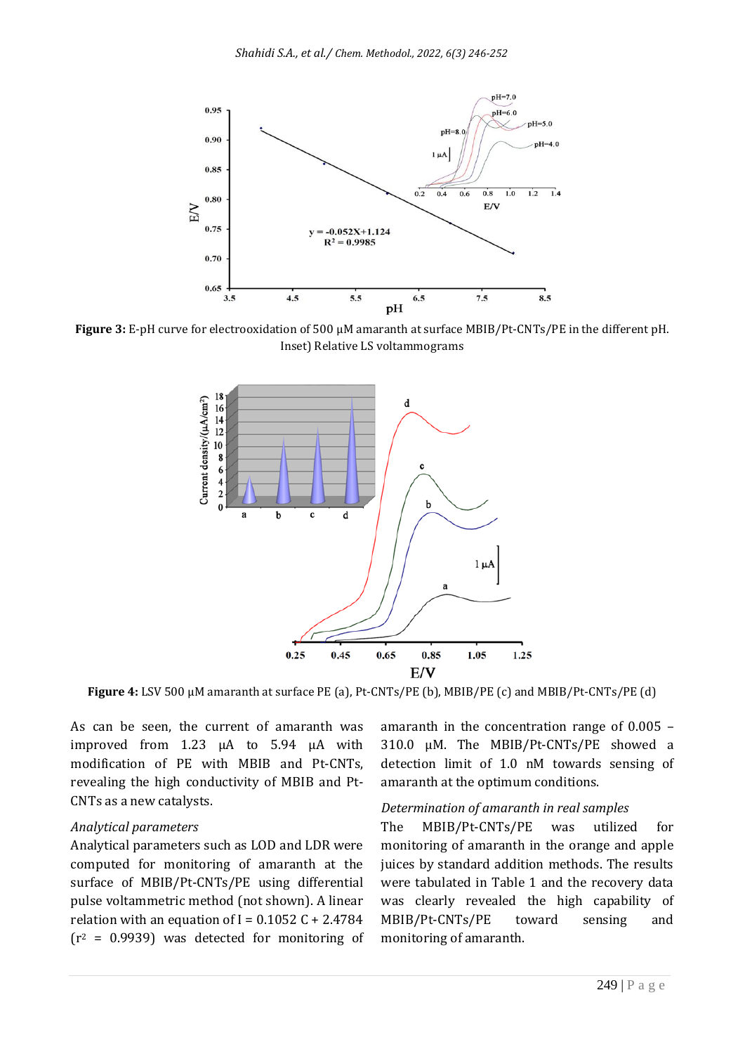Figure 3: E-pH curve for electrooxidation of 500 µM amaranth at surface MBIB/Pt-CNTs/PE in the different pH. Inset) Relative LS voltammograms

Figure 4: LSV 500 µM amaranth at surface PE (a), Pt-CNTs/PE (b), MBIB/PE (c) and MBIB/Pt-CNTs/PE (d)

As can be seen, the current of amaranth was improved from 1.23 µA to 5.94 µA with modification of PE with MBIB and Pt-CNTs, revealing the high conductivity of MBIB and Pt-CNTs as a new catalysts.

*Analytical parameters*

Analytical parameters such as LOD and LDR were computed for monitoring of amaranth at the surface of MBIB/Pt-CNTs/PE using differential pulse voltammetric method (not shown). A linear relation with an equation of $I = 0.1052\ C + 2.4784$ ($r^2 = 0.9939$) was detected for monitoring of amaranth in the concentration range of 0.005 – 310.0 µM. The MBIB/Pt-CNTs/PE showed a detection limit of 1.0 nM towards sensing of amaranth at the optimum conditions.

*Determination of amaranth in real samples*

The MBIB/Pt-CNTs/PE was utilized for monitoring of amaranth in the orange and apple juices by standard addition methods. The results were tabulated in Table 1 and the recovery data was clearly revealed the high capability of MBIB/Pt-CNTs/PE toward sensing and monitoring of amaranth.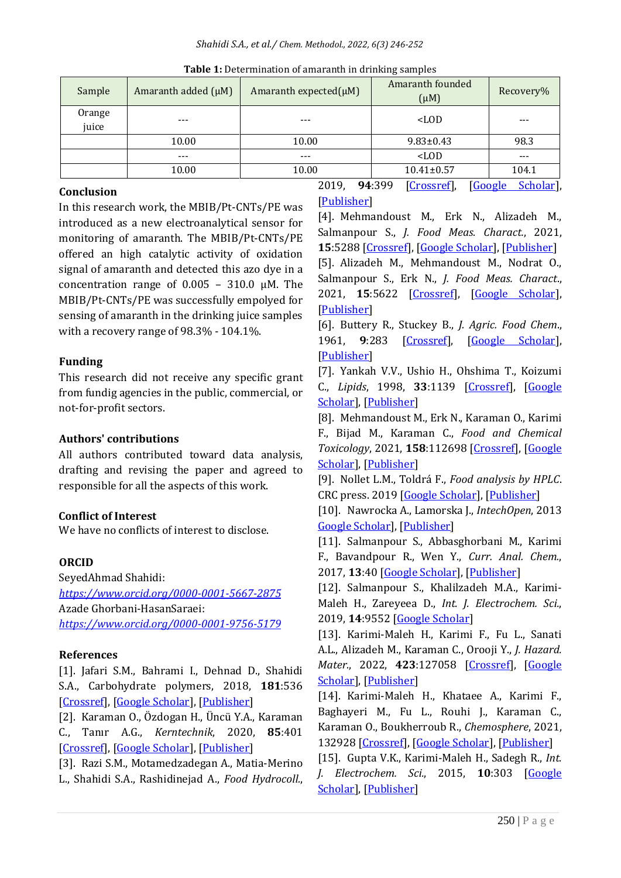**Table 1:** Determination of amaranth in drinking samples

| Sample | Amaranth added (μM) | Amaranth expected(μM) | Amaranth founded (μM) | Recovery% |
|---|---|---|---|---|
| Orange juice | --- | --- | <LOD | --- |
| | 10.00 | 10.00 | 9.83±0.43 | 98.3 |
| | --- | --- | <LOD | --- |
| | 10.00 | 10.00 | 10.41±0.57 | 104.1 |

## Conclusion

In this research work, the MBIB/Pt-CNTs/PE was introduced as a new electroanalytical sensor for monitoring of amaranth. The MBIB/Pt-CNTs/PE offered an high catalytic activity of oxidation signal of amaranth and detected this azo dye in a concentration range of 0.005 – 310.0 μM. The MBIB/Pt-CNTs/PE was successfully empolyed for sensing of amaranth in the drinking juice samples with a recovery range of 98.3% - 104.1%.

## Funding

This research did not receive any specific grant from fundig agencies in the public, commercial, or not-for-profit sectors.

## Authors' contributions

All authors contributed toward data analysis, drafting and revising the paper and agreed to responsible for all the aspects of this work.

## Conflict of Interest

We have no conflicts of interest to disclose.

## ORCID

SeyedAhmad Shahidi:
*https://www.orcid.org/0000-0001-5667-2875*
Azade Ghorbani-HasanSaraei:
*https://www.orcid.org/0000-0001-9756-5179*

## References

[1]. Jafari S.M., Bahrami I., Dehnad D., Shahidi S.A., Carbohydrate polymers, 2018, **181**:536 [Crossref], [Google Scholar], [Publisher]

[2]. Karaman O., Özdogan H., Üncü Y.A., Karaman C., Tanır A.G., *Kerntechnik*, 2020, **85**:401 [Crossref], [Google Scholar], [Publisher]

[3]. Razi S.M., Motamedzadegan A., Matia-Merino L., Shahidi S.A., Rashidinejad A., *Food Hydrocoll.*, 2019, **94**:399 [Crossref], [Google Scholar], [Publisher]

[4]. Mehmandoust M., Erk N., Alizadeh M., Salmanpour S., *J. Food Meas. Charact.*, 2021, **15**:5288 [Crossref], [Google Scholar], [Publisher]

[5]. Alizadeh M., Mehmandoust M., Nodrat O., Salmanpour S., Erk N., *J. Food Meas. Charact.*, 2021, **15**:5622 [Crossref], [Google Scholar], [Publisher]

[6]. Buttery R., Stuckey B., *J. Agric. Food Chem.*, 1961, **9**:283 [Crossref], [Google Scholar], [Publisher]

[7]. Yankah V.V., Ushio H., Ohshima T., Koizumi C., *Lipids*, 1998, **33**:1139 [Crossref], [Google Scholar], [Publisher]

[8]. Mehmandoust M., Erk N., Karaman O., Karimi F., Bijad M., Karaman C., *Food and Chemical Toxicology*, 2021, **158**:112698 [Crossref], [Google Scholar], [Publisher]

[9]. Nollet L.M., Toldrá F., *Food analysis by HPLC*. CRC press. 2019 [Google Scholar], [Publisher]

[10]. Nawrocka A., Lamorska J., *IntechOpen*, 2013 Google Scholar], [Publisher]

[11]. Salmanpour S., Abbasghorbani M., Karimi F., Bavandpour R., Wen Y., *Curr. Anal. Chem.*, 2017, **13**:40 [Google Scholar], [Publisher]

[12]. Salmanpour S., Khalilzadeh M.A., Karimi-Maleh H., Zareyeea D., *Int. J. Electrochem. Sci.*, 2019, **14**:9552 [Google Scholar]

[13]. Karimi-Maleh H., Karimi F., Fu L., Sanati A.L., Alizadeh M., Karaman C., Orooji Y., *J. Hazard. Mater.*, 2022, **423**:127058 [Crossref], [Google Scholar], [Publisher]

[14]. Karimi-Maleh H., Khataee A., Karimi F., Baghayeri M., Fu L., Rouhi J., Karaman C., Karaman O., Boukherroub R., *Chemosphere*, 2021, 132928 [Crossref], [Google Scholar], [Publisher]

[15]. Gupta V.K., Karimi-Maleh H., Sadegh R., *Int. J. Electrochem. Sci.*, 2015, **10**:303 [Google Scholar], [Publisher]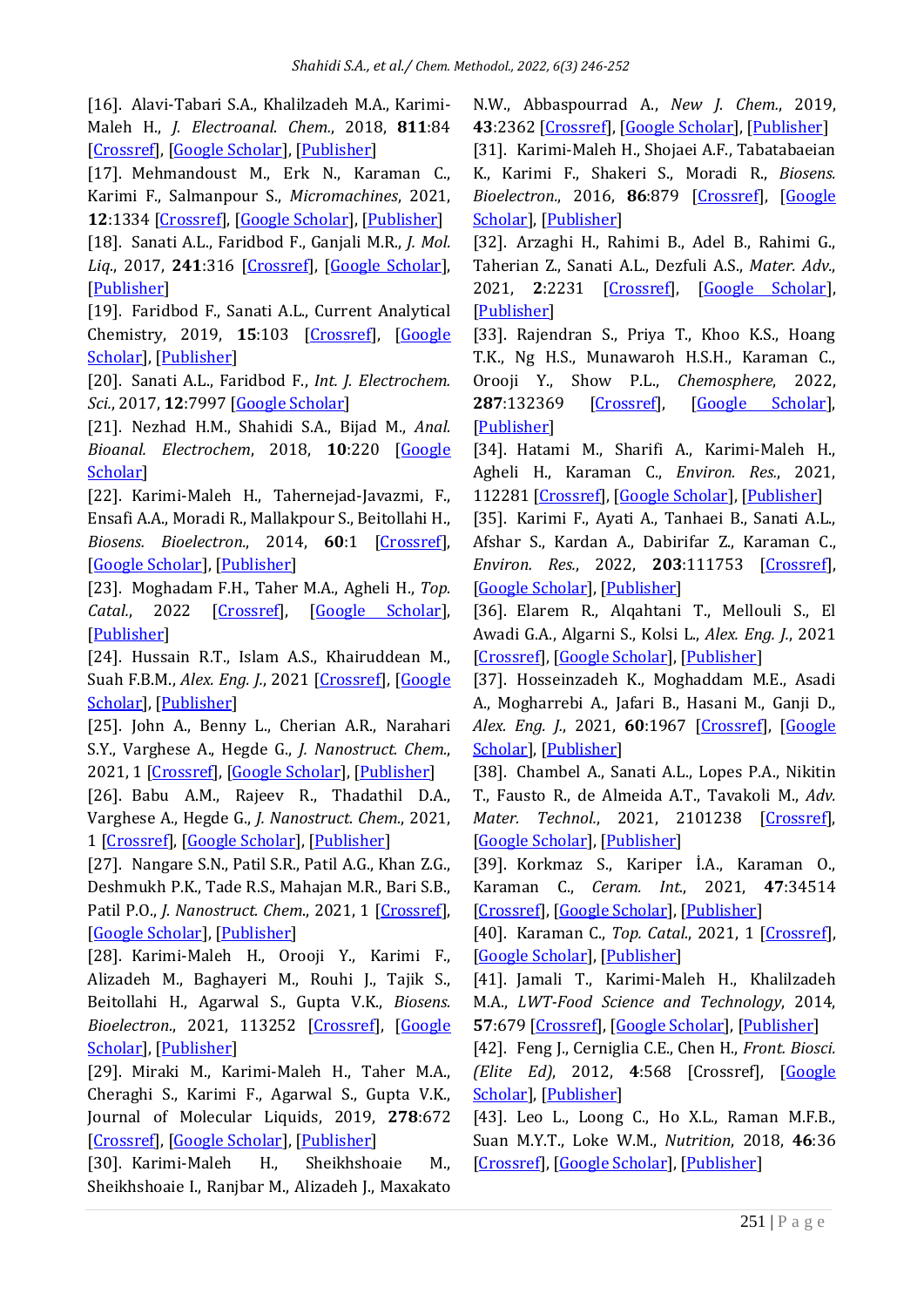[16]. Alavi-Tabari S.A., Khalilzadeh M.A., Karimi-Maleh H., *J. Electroanal. Chem.*, 2018, **811**:84 [Crossref], [Google Scholar], [Publisher]

[17]. Mehmandoust M., Erk N., Karaman C., Karimi F., Salmanpour S., *Micromachines*, 2021, **12**:1334 [Crossref], [Google Scholar], [Publisher]

[18]. Sanati A.L., Faridbod F., Ganjali M.R., *J. Mol. Liq.*, 2017, **241**:316 [Crossref], [Google Scholar], [Publisher]

[19]. Faridbod F., Sanati A.L., Current Analytical Chemistry, 2019, **15**:103 [Crossref], [Google Scholar], [Publisher]

[20]. Sanati A.L., Faridbod F., *Int. J. Electrochem. Sci.*, 2017, **12**:7997 [Google Scholar]

[21]. Nezhad H.M., Shahidi S.A., Bijad M., *Anal. Bioanal. Electrochem*, 2018, **10**:220 [Google Scholar]

[22]. Karimi-Maleh H., Tahernejad-Javazmi, F., Ensafi A.A., Moradi R., Mallakpour S., Beitollahi H., *Biosens. Bioelectron.*, 2014, **60**:1 [Crossref], [Google Scholar], [Publisher]

[23]. Moghadam F.H., Taher M.A., Agheli H., *Top. Catal.*, 2022 [Crossref], [Google Scholar], [Publisher]

[24]. Hussain R.T., Islam A.S., Khairuddean M., Suah F.B.M., *Alex. Eng. J.*, 2021 [Crossref], [Google Scholar], [Publisher]

[25]. John A., Benny L., Cherian A.R., Narahari S.Y., Varghese A., Hegde G., *J. Nanostruct. Chem.*, 2021, 1 [Crossref], [Google Scholar], [Publisher]

[26]. Babu A.M., Rajeev R., Thadathil D.A., Varghese A., Hegde G., *J. Nanostruct. Chem.*, 2021, 1 [Crossref], [Google Scholar], [Publisher]

[27]. Nangare S.N., Patil S.R., Patil A.G., Khan Z.G., Deshmukh P.K., Tade R.S., Mahajan M.R., Bari S.B., Patil P.O., *J. Nanostruct. Chem.*, 2021, 1 [Crossref], [Google Scholar], [Publisher]

[28]. Karimi-Maleh H., Orooji Y., Karimi F., Alizadeh M., Baghayeri M., Rouhi J., Tajik S., Beitollahi H., Agarwal S., Gupta V.K., *Biosens. Bioelectron.*, 2021, 113252 [Crossref], [Google Scholar], [Publisher]

[29]. Miraki M., Karimi-Maleh H., Taher M.A., Cheraghi S., Karimi F., Agarwal S., Gupta V.K., Journal of Molecular Liquids, 2019, **278**:672 [Crossref], [Google Scholar], [Publisher]

[30]. Karimi-Maleh H., Sheikhshoaie M., Sheikhshoaie I., Ranjbar M., Alizadeh J., Maxakato N.W., Abbaspourrad A., *New J. Chem.*, 2019, **43**:2362 [Crossref], [Google Scholar], [Publisher]

[31]. Karimi-Maleh H., Shojaei A.F., Tabatabaeian K., Karimi F., Shakeri S., Moradi R., *Biosens. Bioelectron.*, 2016, **86**:879 [Crossref], [Google Scholar], [Publisher]

[32]. Arzaghi H., Rahimi B., Adel B., Rahimi G., Taherian Z., Sanati A.L., Dezfuli A.S., *Mater. Adv.*, 2021, **2**:2231 [Crossref], [Google Scholar], [Publisher]

[33]. Rajendran S., Priya T., Khoo K.S., Hoang T.K., Ng H.S., Munawaroh H.S.H., Karaman C., Orooji Y., Show P.L., *Chemosphere*, 2022, **287**:132369 [Crossref], [Google Scholar], [Publisher]

[34]. Hatami M., Sharifi A., Karimi-Maleh H., Agheli H., Karaman C., *Environ. Res.*, 2021, 112281 [Crossref], [Google Scholar], [Publisher]

[35]. Karimi F., Ayati A., Tanhaei B., Sanati A.L., Afshar S., Kardan A., Dabirifar Z., Karaman C., *Environ. Res.*, 2022, **203**:111753 [Crossref], [Google Scholar], [Publisher]

[36]. Elarem R., Alqahtani T., Mellouli S., El Awadi G.A., Algarni S., Kolsi L., *Alex. Eng. J.*, 2021 [Crossref], [Google Scholar], [Publisher]

[37]. Hosseinzadeh K., Moghaddam M.E., Asadi A., Mogharrebi A., Jafari B., Hasani M., Ganji D., *Alex. Eng. J.*, 2021, **60**:1967 [Crossref], [Google Scholar], [Publisher]

[38]. Chambel A., Sanati A.L., Lopes P.A., Nikitin T., Fausto R., de Almeida A.T., Tavakoli M., *Adv. Mater. Technol.*, 2021, 2101238 [Crossref], [Google Scholar], [Publisher]

[39]. Korkmaz S., Kariper İ.A., Karaman O., Karaman C., *Ceram. Int.*, 2021, **47**:34514 [Crossref], [Google Scholar], [Publisher]

[40]. Karaman C., *Top. Catal.*, 2021, 1 [Crossref], [Google Scholar], [Publisher]

[41]. Jamali T., Karimi-Maleh H., Khalilzadeh M.A., *LWT-Food Science and Technology*, 2014, **57**:679 [Crossref], [Google Scholar], [Publisher]

[42]. Feng J., Cerniglia C.E., Chen H., *Front. Biosci. (Elite Ed)*, 2012, **4**:568 [Crossref], [Google Scholar], [Publisher]

[43]. Leo L., Loong C., Ho X.L., Raman M.F.B., Suan M.Y.T., Loke W.M., *Nutrition*, 2018, **46**:36 [Crossref], [Google Scholar], [Publisher]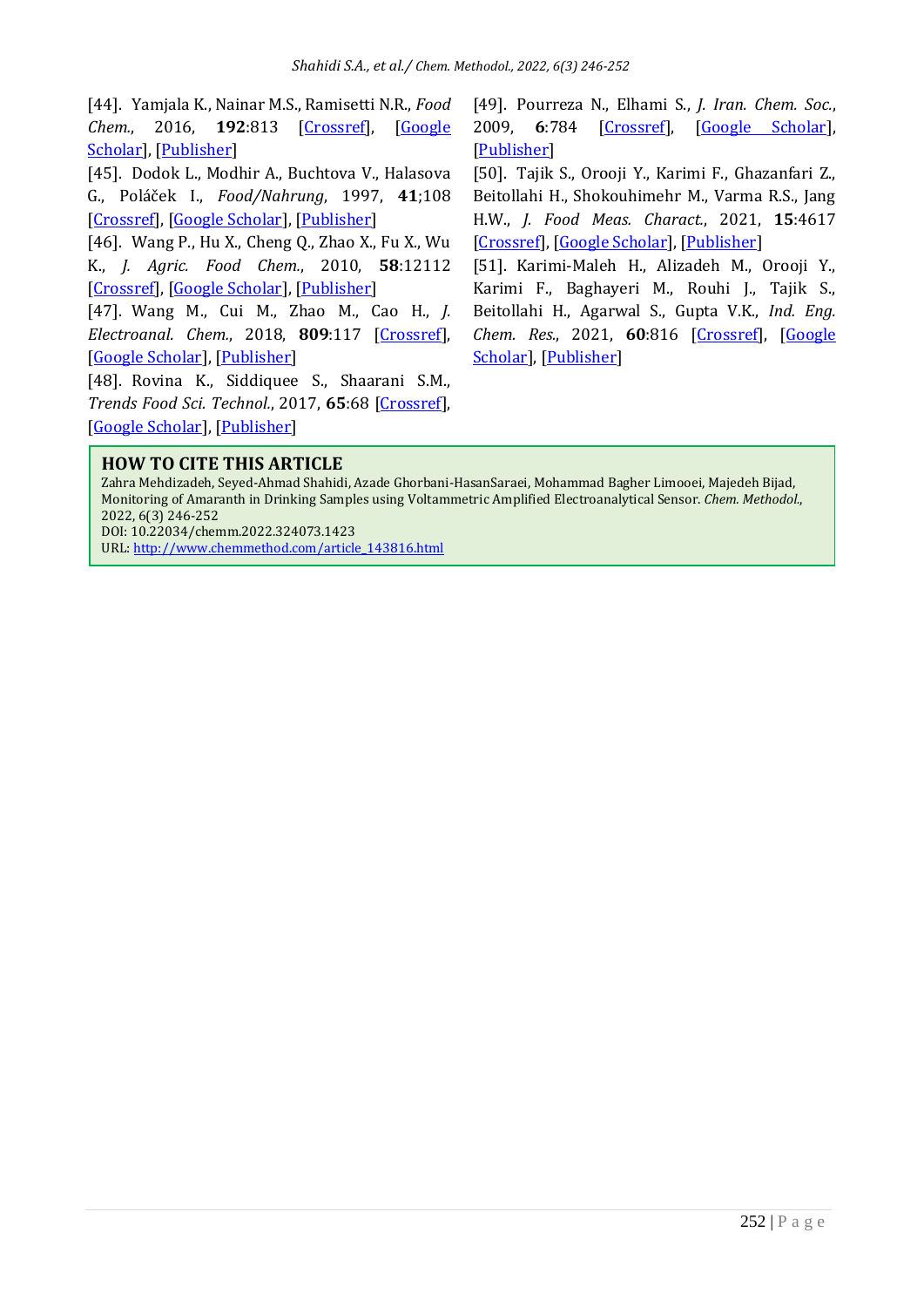[44]. Yamjala K., Nainar M.S., Ramisetti N.R., *Food Chem.*, 2016, **192**:813 [Crossref], [Google Scholar], [Publisher]

[45]. Dodok L., Modhir A., Buchtova V., Halasova G., Poláček I., *Food/Nahrung*, 1997, **41**;108 [Crossref], [Google Scholar], [Publisher]

[46]. Wang P., Hu X., Cheng Q., Zhao X., Fu X., Wu K., *J. Agric. Food Chem.*, 2010, **58**:12112 [Crossref], [Google Scholar], [Publisher]

[47]. Wang M., Cui M., Zhao M., Cao H., *J. Electroanal. Chem.*, 2018, **809**:117 [Crossref], [Google Scholar], [Publisher]

[48]. Rovina K., Siddiquee S., Shaarani S.M., *Trends Food Sci. Technol.*, 2017, **65**:68 [Crossref], [Google Scholar], [Publisher]

[49]. Pourreza N., Elhami S., *J. Iran. Chem. Soc.*, 2009, **6**:784 [Crossref], [Google Scholar], [Publisher]

[50]. Tajik S., Orooji Y., Karimi F., Ghazanfari Z., Beitollahi H., Shokouhimehr M., Varma R.S., Jang H.W., *J. Food Meas. Charact.*, 2021, **15**:4617 [Crossref], [Google Scholar], [Publisher]

[51]. Karimi-Maleh H., Alizadeh M., Orooji Y., Karimi F., Baghayeri M., Rouhi J., Tajik S., Beitollahi H., Agarwal S., Gupta V.K., *Ind. Eng. Chem. Res.*, 2021, **60**:816 [Crossref], [Google Scholar], [Publisher]

**HOW TO CITE THIS ARTICLE**

Zahra Mehdizadeh, Seyed-Ahmad Shahidi, Azade Ghorbani-HasanSaraei, Mohammad Bagher Limooei, Majedeh Bijad, Monitoring of Amaranth in Drinking Samples using Voltammetric Amplified Electroanalytical Sensor. *Chem. Methodol.*, 2022, 6(3) 246-252

DOI: 10.22034/chemm.2022.324073.1423

URL: http://www.chemmethod.com/article_143816.html